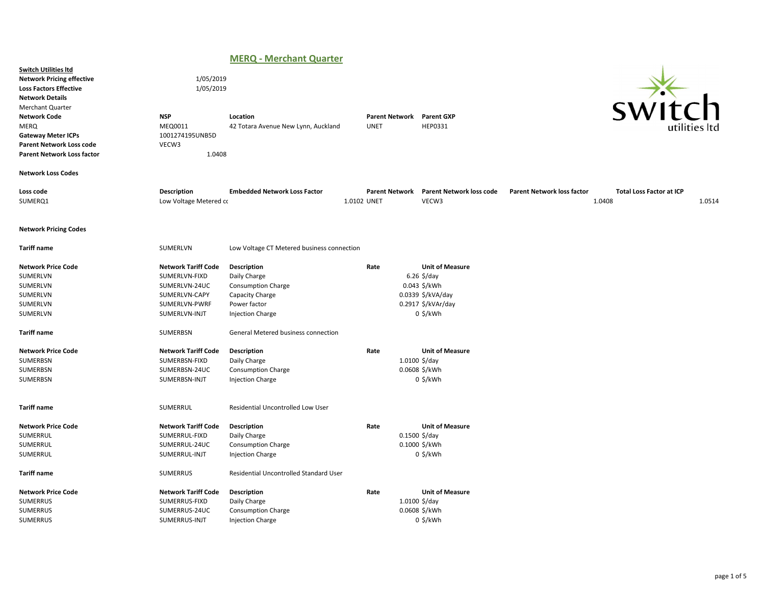# MERQ - Merchant Quarter

**Switch Utilities ltd**

**Network Pricing effective** 1/05/2019
**Loss Factors Effective** 1/05/2019
**Network Details**
Merchant Quarter

| Network Code | NSP | Location | Parent Network | Parent GXP |
|---|---|---|---|---|
| MERQ | MEQ0011 | 42 Totara Avenue New Lynn, Auckland | UNET | HEP0331 |

**Gateway Meter ICPs** 1001274195UNB5D
**Parent Network Loss code** VECW3
**Parent Network Loss factor** 1.0408

**Network Loss Codes**

| Loss code | Description | Embedded Network Loss Factor | Parent Network | Parent Network loss code | Parent Network loss factor | Total Loss Factor at ICP |
|---|---|---|---|---|---|---|
| SUMERQ1 | Low Voltage Metered cc | 1.0102 | UNET | VECW3 | 1.0408 | 1.0514 |

**Network Pricing Codes**

**Tariff name** SUMERLVN Low Voltage CT Metered business connection

| Network Price Code | Network Tariff Code | Description | Rate | Unit of Measure |
|---|---|---|---|---|
| SUMERLVN | SUMERLVN-FIXD | Daily Charge | 6.26 | $/day |
| SUMERLVN | SUMERLVN-24UC | Consumption Charge | 0.043 | $/kWh |
| SUMERLVN | SUMERLVN-CAPY | Capacity Charge | 0.0339 | $/kVA/day |
| SUMERLVN | SUMERLVN-PWRF | Power factor | 0.2917 | $/kVAr/day |
| SUMERLVN | SUMERLVN-INJT | Injection Charge | 0 | $/kWh |

**Tariff name** SUMERBSN General Metered business connection

| Network Price Code | Network Tariff Code | Description | Rate | Unit of Measure |
|---|---|---|---|---|
| SUMERBSN | SUMERBSN-FIXD | Daily Charge | 1.0100 | $/day |
| SUMERBSN | SUMERBSN-24UC | Consumption Charge | 0.0608 | $/kWh |
| SUMERBSN | SUMERBSN-INJT | Injection Charge | 0 | $/kWh |

**Tariff name** SUMERRUL Residential Uncontrolled Low User

| Network Price Code | Network Tariff Code | Description | Rate | Unit of Measure |
|---|---|---|---|---|
| SUMERRUL | SUMERRUL-FIXD | Daily Charge | 0.1500 | $/day |
| SUMERRUL | SUMERRUL-24UC | Consumption Charge | 0.1000 | $/kWh |
| SUMERRUL | SUMERRUL-INJT | Injection Charge | 0 | $/kWh |

**Tariff name** SUMERRUS Residential Uncontrolled Standard User

| Network Price Code | Network Tariff Code | Description | Rate | Unit of Measure |
|---|---|---|---|---|
| SUMERRUS | SUMERRUS-FIXD | Daily Charge | 1.0100 | $/day |
| SUMERRUS | SUMERRUS-24UC | Consumption Charge | 0.0608 | $/kWh |
| SUMERRUS | SUMERRUS-INJT | Injection Charge | 0 | $/kWh |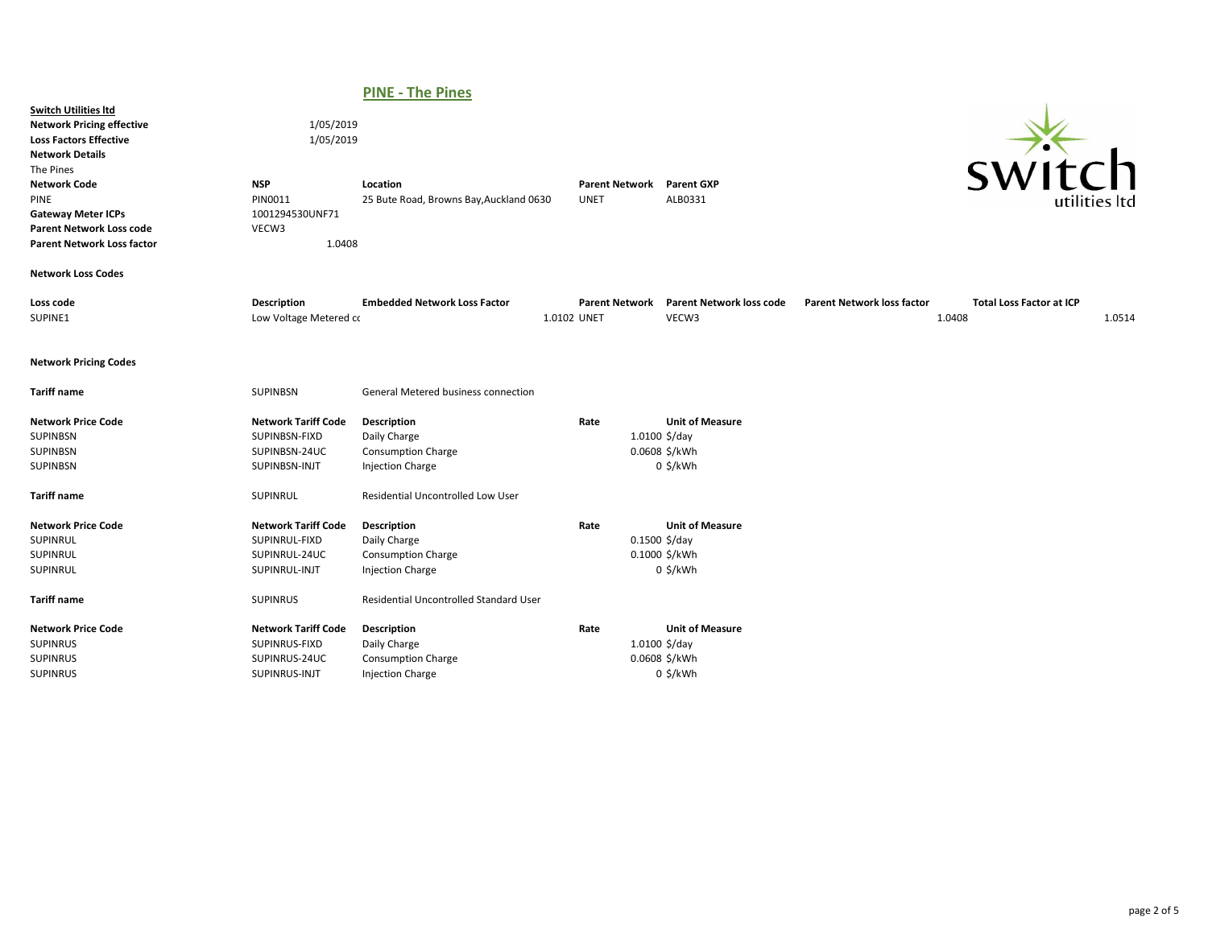# PINE - The Pines

**Switch Utilities ltd**

| | |
|---|---|
| **Network Pricing effective** | 1/05/2019 |
| **Loss Factors Effective** | 1/05/2019 |

**Network Details**

The Pines

| **Network Code** | **NSP** | **Location** | **Parent Network** | **Parent GXP** |
|---|---|---|---|---|
| PINE | PIN0011 | 25 Bute Road, Browns Bay,Auckland 0630 | UNET | ALB0331 |

| | |
|---|---|
| **Gateway Meter ICPs** | 1001294530UNF71 |
| **Parent Network Loss code** | VECW3 |
| **Parent Network Loss factor** | 1.0408 |

**Network Loss Codes**

| **Loss code** | **Description** | **Embedded Network Loss Factor** | **Parent Network** | **Parent Network loss code** | **Parent Network loss factor** | **Total Loss Factor at ICP** |
|---|---|---|---|---|---|---|
| SUPINE1 | Low Voltage Metered cc | 1.0102 | UNET | VECW3 | 1.0408 | 1.0514 |

**Network Pricing Codes**

**Tariff name** SUPINBSN — General Metered business connection

| **Network Price Code** | **Network Tariff Code** | **Description** | **Rate** | **Unit of Measure** |
|---|---|---|---|---|
| SUPINBSN | SUPINBSN-FIXD | Daily Charge | 1.0100 | $/day |
| SUPINBSN | SUPINBSN-24UC | Consumption Charge | 0.0608 | $/kWh |
| SUPINBSN | SUPINBSN-INJT | Injection Charge | 0 | $/kWh |

**Tariff name** SUPINRUL — Residential Uncontrolled Low User

| **Network Price Code** | **Network Tariff Code** | **Description** | **Rate** | **Unit of Measure** |
|---|---|---|---|---|
| SUPINRUL | SUPINRUL-FIXD | Daily Charge | 0.1500 | $/day |
| SUPINRUL | SUPINRUL-24UC | Consumption Charge | 0.1000 | $/kWh |
| SUPINRUL | SUPINRUL-INJT | Injection Charge | 0 | $/kWh |

**Tariff name** SUPINRUS — Residential Uncontrolled Standard User

| **Network Price Code** | **Network Tariff Code** | **Description** | **Rate** | **Unit of Measure** |
|---|---|---|---|---|
| SUPINRUS | SUPINRUS-FIXD | Daily Charge | 1.0100 | $/day |
| SUPINRUS | SUPINRUS-24UC | Consumption Charge | 0.0608 | $/kWh |
| SUPINRUS | SUPINRUS-INJT | Injection Charge | 0 | $/kWh |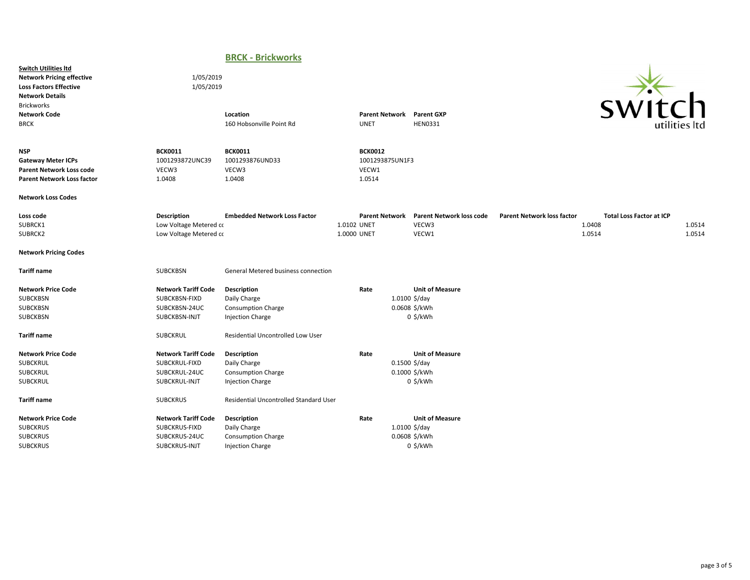# BRCK - Brickworks

**Switch Utilities ltd**

**Network Pricing effective** 1/05/2019

**Loss Factors Effective** 1/05/2019

**Network Details**

Brickworks

| Network Code | Location | Parent Network | Parent GXP |
|---|---|---|---|
| BRCK | 160 Hobsonville Point Rd | UNET | HEN0331 |

| **NSP** | **BCK0011** | **BCK0011** | **BCK0012** |
|---|---|---|---|
| **Gateway Meter ICPs** | 1001293872UNC39 | 1001293876UND33 | 1001293875UN1F3 |
| **Parent Network Loss code** | VECW3 | VECW3 | VECW1 |
| **Parent Network Loss factor** | 1.0408 | 1.0408 | 1.0514 |

**Network Loss Codes**

| Loss code | Description | Embedded Network Loss Factor | Parent Network | Parent Network loss code | Parent Network loss factor | Total Loss Factor at ICP |
|---|---|---|---|---|---|---|
| SUBRCK1 | Low Voltage Metered cc | 1.0102 | UNET | VECW3 | 1.0408 | 1.0514 |
| SUBRCK2 | Low Voltage Metered cc | 1.0000 | UNET | VECW1 | 1.0514 | 1.0514 |

**Network Pricing Codes**

**Tariff name** SUBCKBSN General Metered business connection

| Network Price Code | Network Tariff Code | Description | Rate | Unit of Measure |
|---|---|---|---|---|
| SUBCKBSN | SUBCKBSN-FIXD | Daily Charge | 1.0100 | $/day |
| SUBCKBSN | SUBCKBSN-24UC | Consumption Charge | 0.0608 | $/kWh |
| SUBCKBSN | SUBCKBSN-INJT | Injection Charge | 0 | $/kWh |

**Tariff name** SUBCKRUL Residential Uncontrolled Low User

| Network Price Code | Network Tariff Code | Description | Rate | Unit of Measure |
|---|---|---|---|---|
| SUBCKRUL | SUBCKRUL-FIXD | Daily Charge | 0.1500 | $/day |
| SUBCKRUL | SUBCKRUL-24UC | Consumption Charge | 0.1000 | $/kWh |
| SUBCKRUL | SUBCKRUL-INJT | Injection Charge | 0 | $/kWh |

**Tariff name** SUBCKRUS Residential Uncontrolled Standard User

| Network Price Code | Network Tariff Code | Description | Rate | Unit of Measure |
|---|---|---|---|---|
| SUBCKRUS | SUBCKRUS-FIXD | Daily Charge | 1.0100 | $/day |
| SUBCKRUS | SUBCKRUS-24UC | Consumption Charge | 0.0608 | $/kWh |
| SUBCKRUS | SUBCKRUS-INJT | Injection Charge | 0 | $/kWh |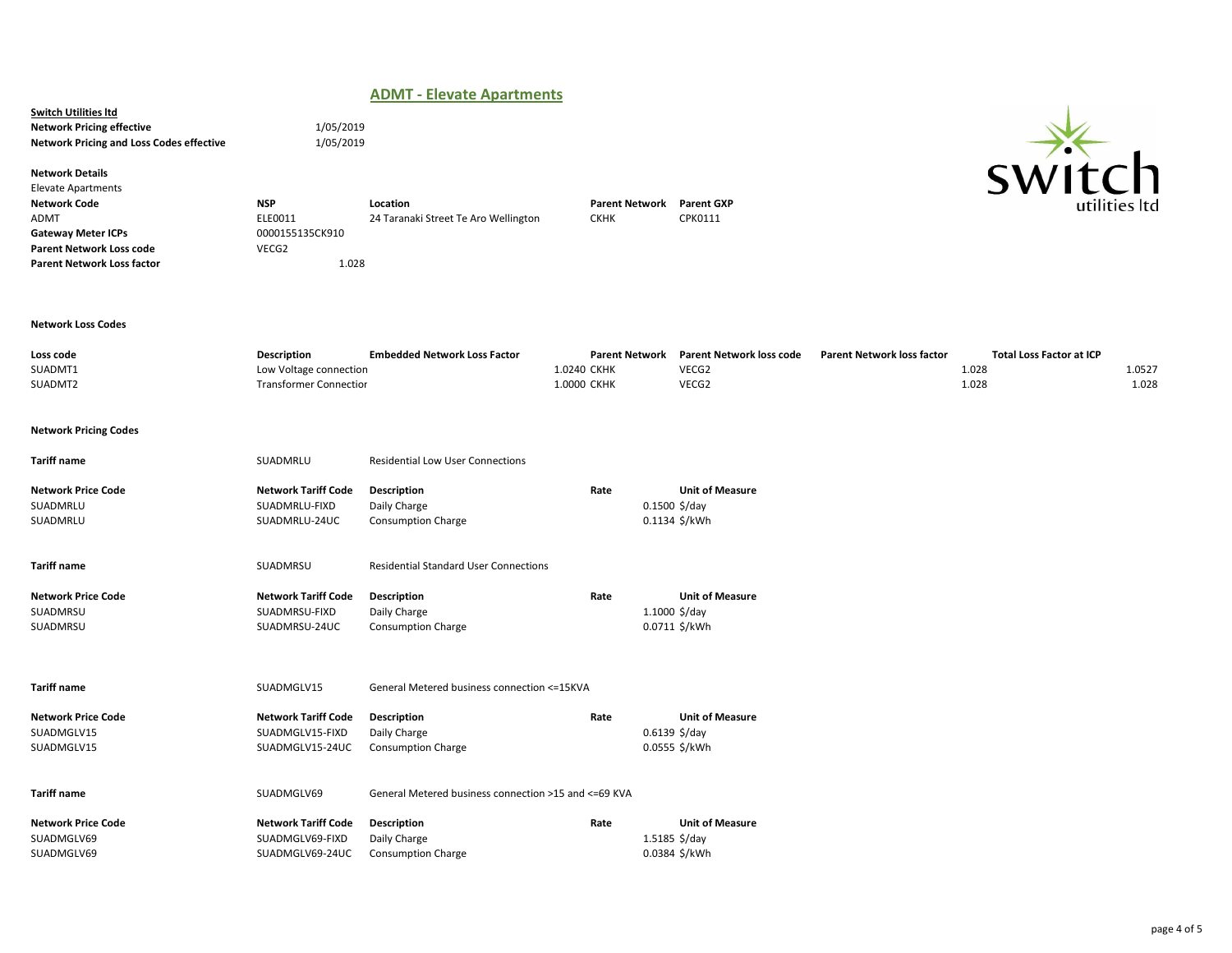## ADMT - Elevate Apartments

**Switch Utilities ltd**

| | |
|---|---|
| **Network Pricing effective** | 1/05/2019 |
| **Network Pricing and Loss Codes effective** | 1/05/2019 |

**Network Details**

Elevate Apartments

| **Network Code** | **NSP** | **Location** | **Parent Network** | **Parent GXP** |
|---|---|---|---|---|
| ADMT | ELE0011 | 24 Taranaki Street Te Aro Wellington | CKHK | CPK0111 |
| **Gateway Meter ICPs** | 0000155135CK910 | | | |
| **Parent Network Loss code** | VECG2 | | | |
| **Parent Network Loss factor** | 1.028 | | | |

**Network Loss Codes**

| **Loss code** | **Description** | **Embedded Network Loss Factor** | **Parent Network** | **Parent Network loss code** | **Parent Network loss factor** | **Total Loss Factor at ICP** |
|---|---|---|---|---|---|---|
| SUADMT1 | Low Voltage connection | 1.0240 | CKHK | VECG2 | 1.028 | 1.0527 |
| SUADMT2 | Transformer Connection | 1.0000 | CKHK | VECG2 | 1.028 | 1.028 |

**Network Pricing Codes**

**Tariff name** SUADMRLU Residential Low User Connections

| **Network Price Code** | **Network Tariff Code** | **Description** | **Rate** | **Unit of Measure** |
|---|---|---|---|---|
| SUADMRLU | SUADMRLU-FIXD | Daily Charge | 0.1500 | $/day |
| SUADMRLU | SUADMRLU-24UC | Consumption Charge | 0.1134 | $/kWh |

**Tariff name** SUADMRSU Residential Standard User Connections

| **Network Price Code** | **Network Tariff Code** | **Description** | **Rate** | **Unit of Measure** |
|---|---|---|---|---|
| SUADMRSU | SUADMRSU-FIXD | Daily Charge | 1.1000 | $/day |
| SUADMRSU | SUADMRSU-24UC | Consumption Charge | 0.0711 | $/kWh |

**Tariff name** SUADMGLV15 General Metered business connection <=15KVA

| **Network Price Code** | **Network Tariff Code** | **Description** | **Rate** | **Unit of Measure** |
|---|---|---|---|---|
| SUADMGLV15 | SUADMGLV15-FIXD | Daily Charge | 0.6139 | $/day |
| SUADMGLV15 | SUADMGLV15-24UC | Consumption Charge | 0.0555 | $/kWh |

**Tariff name** SUADMGLV69 General Metered business connection >15 and <=69 KVA

| **Network Price Code** | **Network Tariff Code** | **Description** | **Rate** | **Unit of Measure** |
|---|---|---|---|---|
| SUADMGLV69 | SUADMGLV69-FIXD | Daily Charge | 1.5185 | $/day |
| SUADMGLV69 | SUADMGLV69-24UC | Consumption Charge | 0.0384 | $/kWh |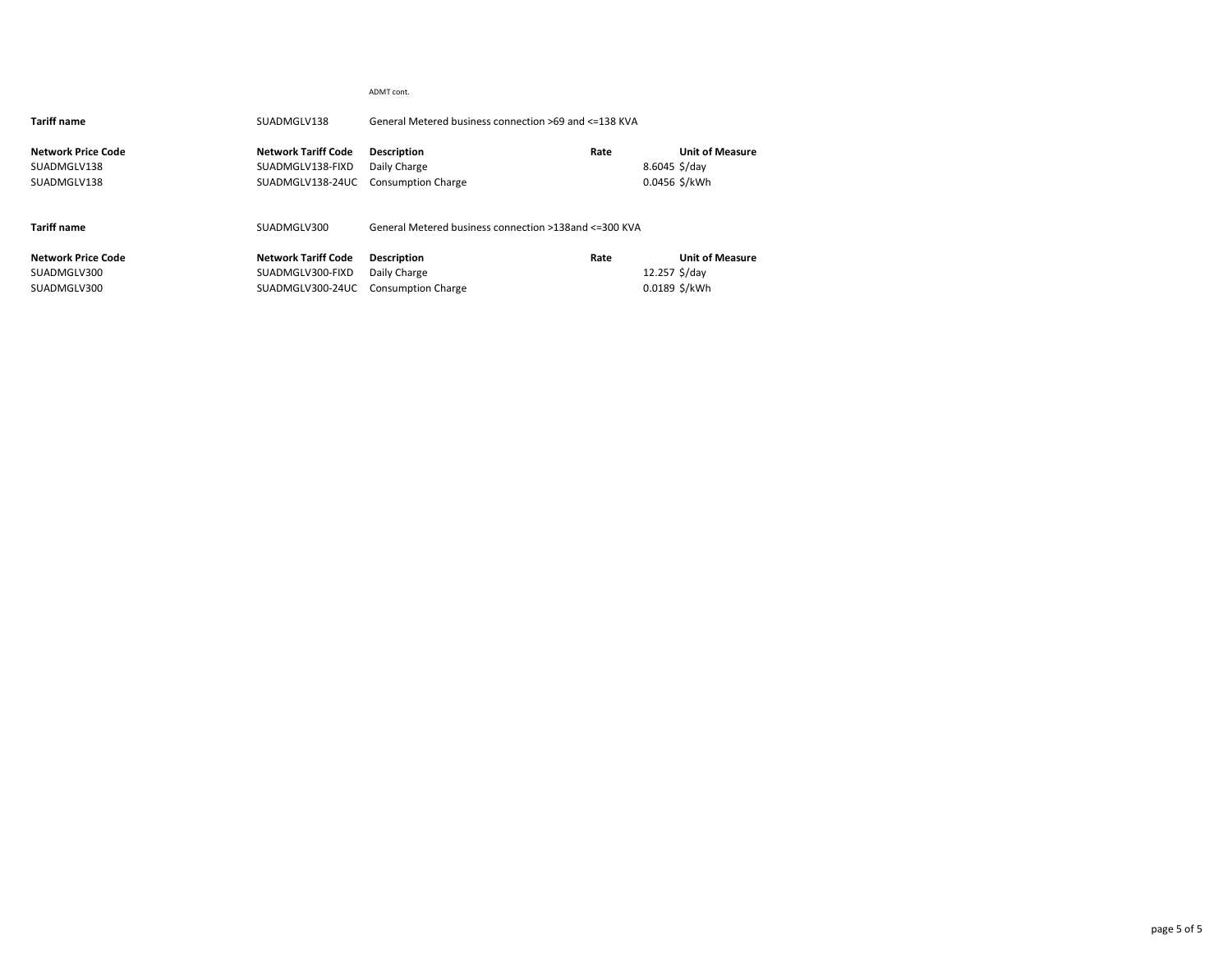ADMT cont.

**Tariff name** SUADMGLV138 General Metered business connection >69 and <=138 KVA

| **Network Price Code** | **Network Tariff Code** | **Description** | **Rate** | **Unit of Measure** |
| --- | --- | --- | --- | --- |
| SUADMGLV138 | SUADMGLV138-FIXD | Daily Charge | 8.6045 | $/day |
| SUADMGLV138 | SUADMGLV138-24UC | Consumption Charge | 0.0456 | $/kWh |

**Tariff name** SUADMGLV300 General Metered business connection >138and <=300 KVA

| **Network Price Code** | **Network Tariff Code** | **Description** | **Rate** | **Unit of Measure** |
| --- | --- | --- | --- | --- |
| SUADMGLV300 | SUADMGLV300-FIXD | Daily Charge | 12.257 | $/day |
| SUADMGLV300 | SUADMGLV300-24UC | Consumption Charge | 0.0189 | $/kWh |